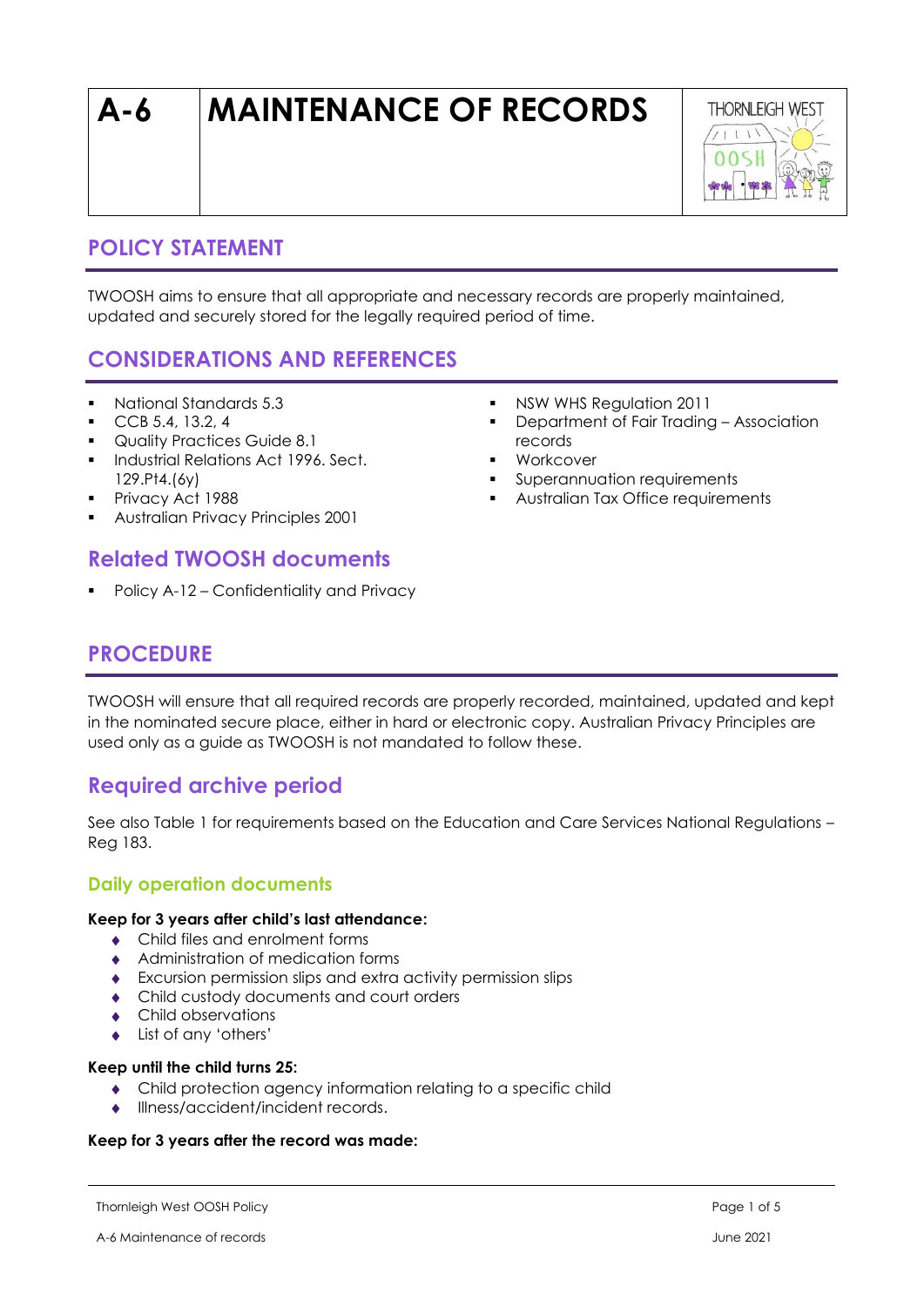# A-6 MAINTENANCE OF RECORDS

## POLICY STATEMENT

TWOOSH aims to ensure that all appropriate and necessary records are properly maintained, updated and securely stored for the legally required period of time.

## CONSIDERATIONS AND REFERENCES

- National Standards 5.3
- CCB 5.4, 13.2, 4
- Quality Practices Guide 8.1
- Industrial Relations Act 1996. Sect. 129.Pt4.(6y)
- Privacy Act 1988
- Australian Privacy Principles 2001
- NSW WHS Regulation 2011
- Department of Fair Trading – Association records
- Workcover
- Superannuation requirements
- Australian Tax Office requirements

### Related TWOOSH documents

- Policy A-12 – Confidentiality and Privacy

## PROCEDURE

TWOOSH will ensure that all required records are properly recorded, maintained, updated and kept in the nominated secure place, either in hard or electronic copy. Australian Privacy Principles are used only as a guide as TWOOSH is not mandated to follow these.

### Required archive period

See also Table 1 for requirements based on the Education and Care Services National Regulations – Reg 183.

#### Daily operation documents

**Keep for 3 years after child's last attendance:**

- Child files and enrolment forms
- Administration of medication forms
- Excursion permission slips and extra activity permission slips
- Child custody documents and court orders
- Child observations
- List of any 'others'

**Keep until the child turns 25:**

- Child protection agency information relating to a specific child
- Illness/accident/incident records.

**Keep for 3 years after the record was made:**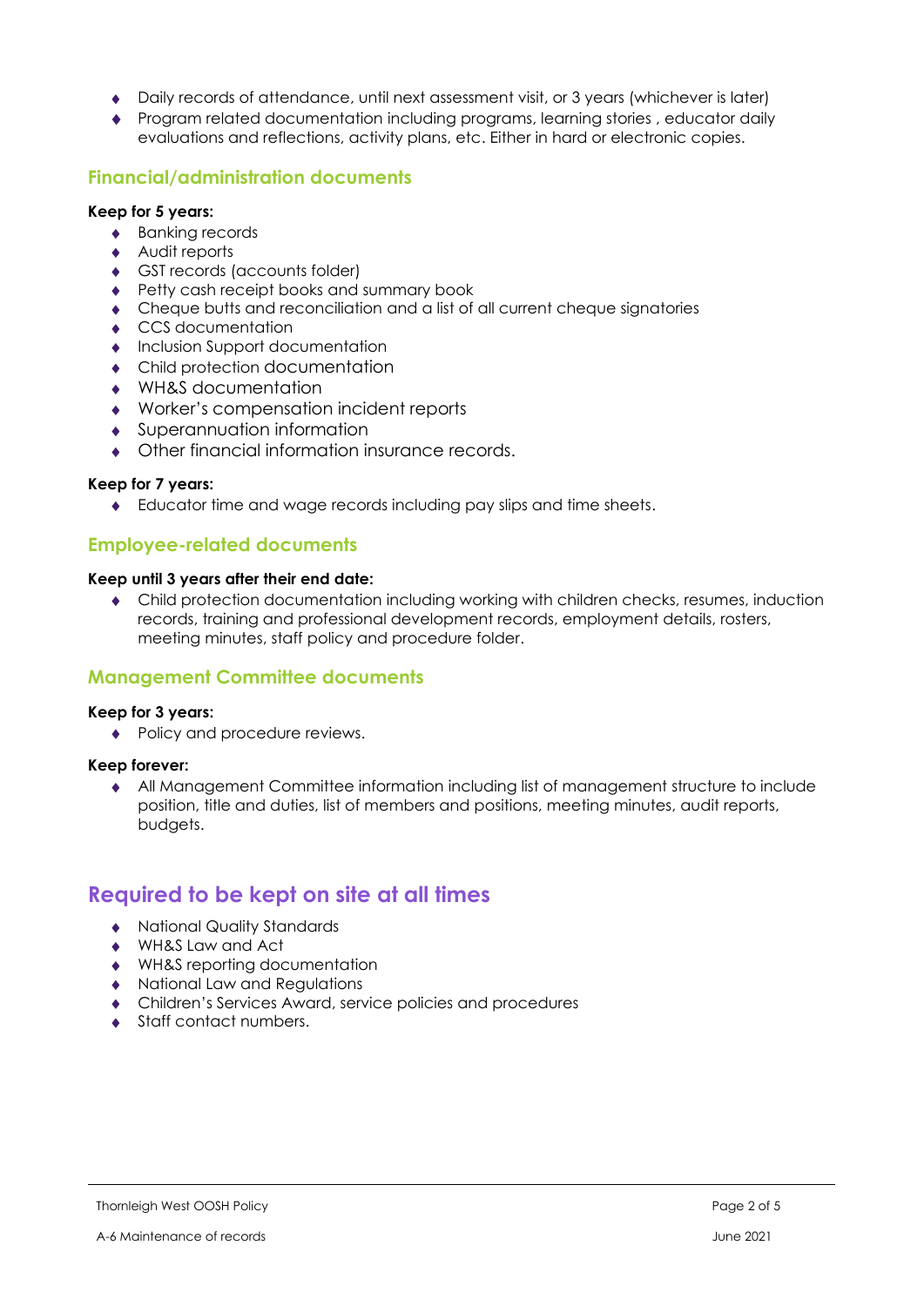- Daily records of attendance, until next assessment visit, or 3 years (whichever is later)
- Program related documentation including programs, learning stories , educator daily evaluations and reflections, activity plans, etc. Either in hard or electronic copies.

### Financial/administration documents

**Keep for 5 years:**

- Banking records
- Audit reports
- GST records (accounts folder)
- Petty cash receipt books and summary book
- Cheque butts and reconciliation and a list of all current cheque signatories
- CCS documentation
- Inclusion Support documentation
- Child protection documentation
- WH&S documentation
- Worker's compensation incident reports
- Superannuation information
- Other financial information insurance records.

**Keep for 7 years:**

- Educator time and wage records including pay slips and time sheets.

### Employee-related documents

**Keep until 3 years after their end date:**

- Child protection documentation including working with children checks, resumes, induction records, training and professional development records, employment details, rosters, meeting minutes, staff policy and procedure folder.

### Management Committee documents

**Keep for 3 years:**

- Policy and procedure reviews.

**Keep forever:**

- All Management Committee information including list of management structure to include position, title and duties, list of members and positions, meeting minutes, audit reports, budgets.

## Required to be kept on site at all times

- National Quality Standards
- WH&S Law and Act
- WH&S reporting documentation
- National Law and Regulations
- Children's Services Award, service policies and procedures
- Staff contact numbers.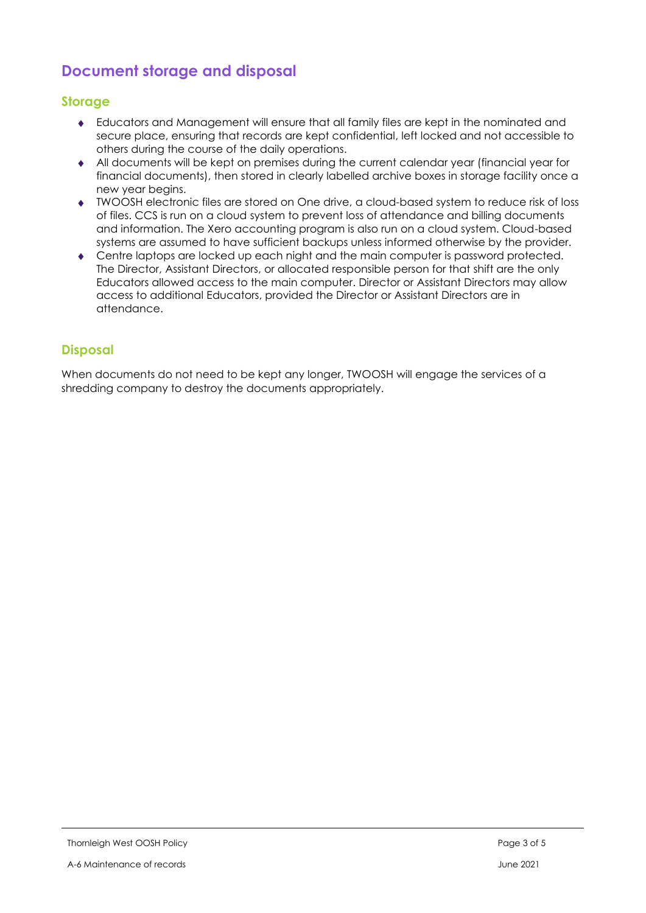## Document storage and disposal

### Storage

- Educators and Management will ensure that all family files are kept in the nominated and secure place, ensuring that records are kept confidential, left locked and not accessible to others during the course of the daily operations.
- All documents will be kept on premises during the current calendar year (financial year for financial documents), then stored in clearly labelled archive boxes in storage facility once a new year begins.
- TWOOSH electronic files are stored on One drive, a cloud-based system to reduce risk of loss of files. CCS is run on a cloud system to prevent loss of attendance and billing documents and information. The Xero accounting program is also run on a cloud system. Cloud-based systems are assumed to have sufficient backups unless informed otherwise by the provider.
- Centre laptops are locked up each night and the main computer is password protected. The Director, Assistant Directors, or allocated responsible person for that shift are the only Educators allowed access to the main computer. Director or Assistant Directors may allow access to additional Educators, provided the Director or Assistant Directors are in attendance.

### Disposal

When documents do not need to be kept any longer, TWOOSH will engage the services of a shredding company to destroy the documents appropriately.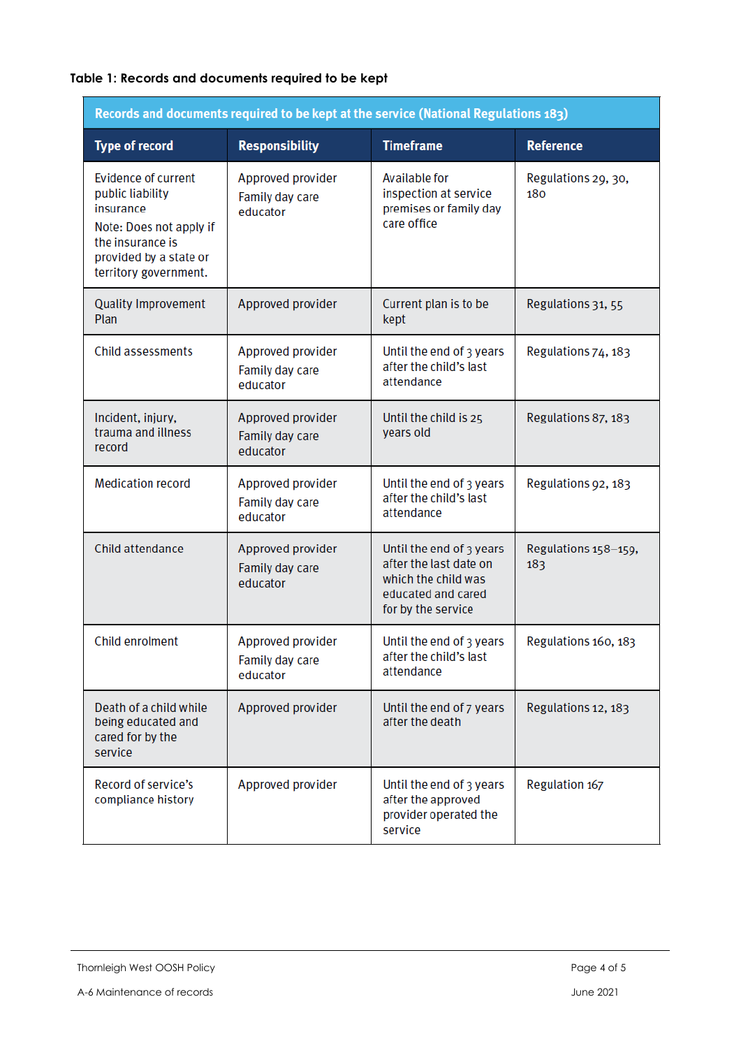**Table 1: Records and documents required to be kept**

| Records and documents required to be kept at the service (National Regulations 183) | | | |
|---|---|---|---|
| **Type of record** | **Responsibility** | **Timeframe** | **Reference** |
| Evidence of current public liability insurance<br>Note: Does not apply if the insurance is provided by a state or territory government. | Approved provider<br>Family day care educator | Available for inspection at service premises or family day care office | Regulations 29, 30, 180 |
| Quality Improvement Plan | Approved provider | Current plan is to be kept | Regulations 31, 55 |
| Child assessments | Approved provider<br>Family day care educator | Until the end of 3 years after the child's last attendance | Regulations 74, 183 |
| Incident, injury, trauma and illness record | Approved provider<br>Family day care educator | Until the child is 25 years old | Regulations 87, 183 |
| Medication record | Approved provider<br>Family day care educator | Until the end of 3 years after the child's last attendance | Regulations 92, 183 |
| Child attendance | Approved provider<br>Family day care educator | Until the end of 3 years after the last date on which the child was educated and cared for by the service | Regulations 158–159, 183 |
| Child enrolment | Approved provider<br>Family day care educator | Until the end of 3 years after the child's last attendance | Regulations 160, 183 |
| Death of a child while being educated and cared for by the service | Approved provider | Until the end of 7 years after the death | Regulations 12, 183 |
| Record of service's compliance history | Approved provider | Until the end of 3 years after the approved provider operated the service | Regulation 167 |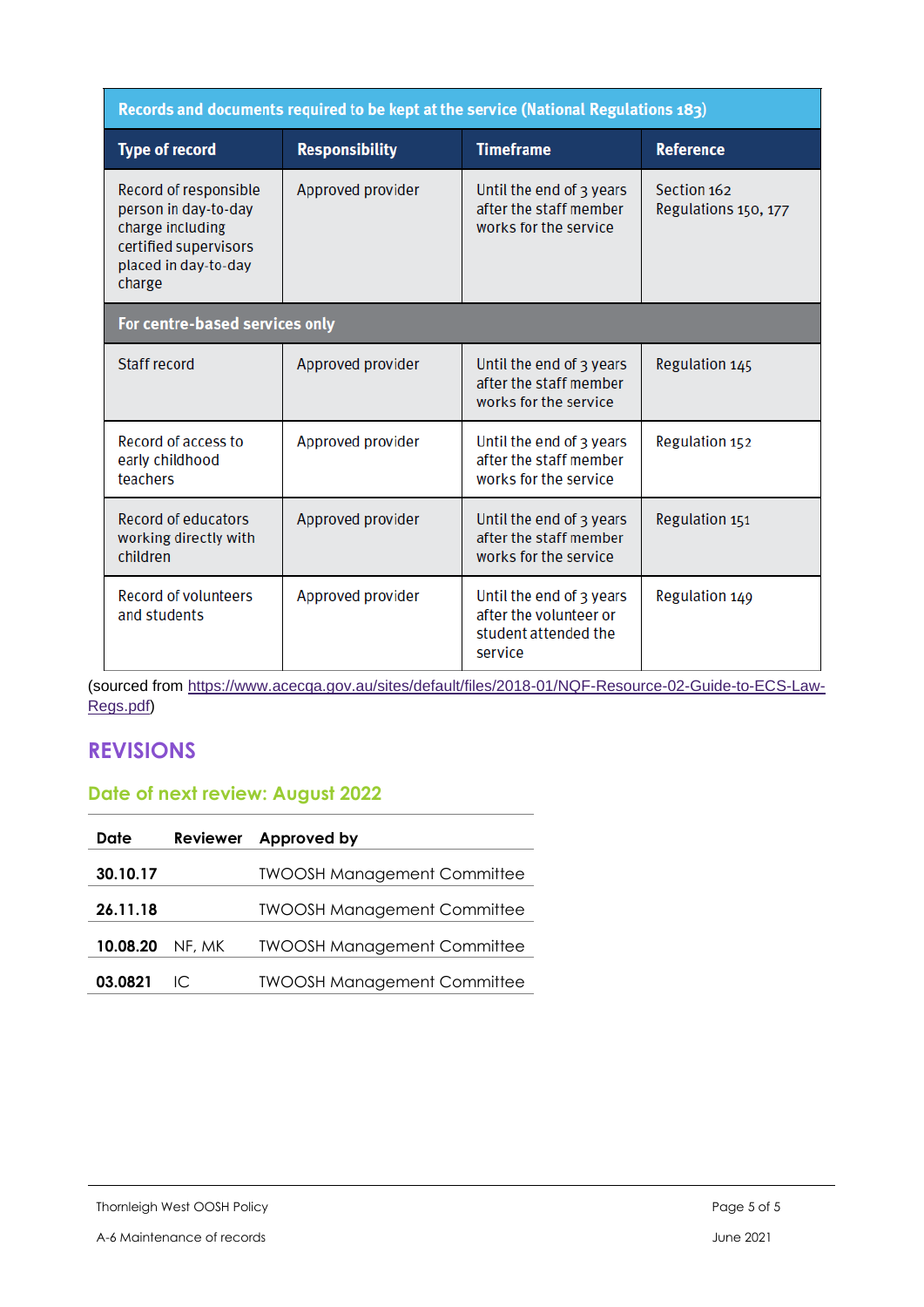| Records and documents required to be kept at the service (National Regulations 183) | | | |
|---|---|---|---|
| **Type of record** | **Responsibility** | **Timeframe** | **Reference** |
| Record of responsible person in day-to-day charge including certified supervisors placed in day-to-day charge | Approved provider | Until the end of 3 years after the staff member works for the service | Section 162 Regulations 150, 177 |
| **For centre-based services only** | | | |
| Staff record | Approved provider | Until the end of 3 years after the staff member works for the service | Regulation 145 |
| Record of access to early childhood teachers | Approved provider | Until the end of 3 years after the staff member works for the service | Regulation 152 |
| Record of educators working directly with children | Approved provider | Until the end of 3 years after the staff member works for the service | Regulation 151 |
| Record of volunteers and students | Approved provider | Until the end of 3 years after the volunteer or student attended the service | Regulation 149 |

(sourced from https://www.acecqa.gov.au/sites/default/files/2018-01/NQF-Resource-02-Guide-to-ECS-Law-Regs.pdf)

## REVISIONS

### Date of next review: August 2022

| Date | Reviewer | Approved by |
|---|---|---|
| **30.10.17** | | TWOOSH Management Committee |
| **26.11.18** | | TWOOSH Management Committee |
| **10.08.20** | NF, MK | TWOOSH Management Committee |
| **03.0821** | IC | TWOOSH Management Committee |